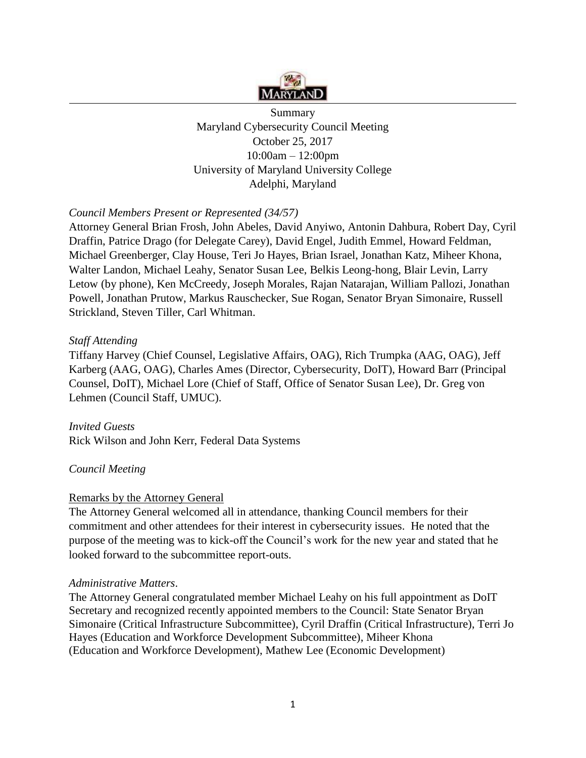MARYLAND

Summary
Maryland Cybersecurity Council Meeting
October 25, 2017
10:00am – 12:00pm
University of Maryland University College
Adelphi, Maryland

*Council Members Present or Represented (34/57)*

Attorney General Brian Frosh, John Abeles, David Anyiwo, Antonin Dahbura, Robert Day, Cyril Draffin, Patrice Drago (for Delegate Carey), David Engel, Judith Emmel, Howard Feldman, Michael Greenberger, Clay House, Teri Jo Hayes, Brian Israel, Jonathan Katz, Miheer Khona, Walter Landon, Michael Leahy, Senator Susan Lee, Belkis Leong-hong, Blair Levin, Larry Letow (by phone), Ken McCreedy, Joseph Morales, Rajan Natarajan, William Pallozi, Jonathan Powell, Jonathan Prutow, Markus Rauschecker, Sue Rogan, Senator Bryan Simonaire, Russell Strickland, Steven Tiller, Carl Whitman.

*Staff Attending*

Tiffany Harvey (Chief Counsel, Legislative Affairs, OAG), Rich Trumpka (AAG, OAG), Jeff Karberg (AAG, OAG), Charles Ames (Director, Cybersecurity, DoIT), Howard Barr (Principal Counsel, DoIT), Michael Lore (Chief of Staff, Office of Senator Susan Lee), Dr. Greg von Lehmen (Council Staff, UMUC).

*Invited Guests*

Rick Wilson and John Kerr, Federal Data Systems

*Council Meeting*

Remarks by the Attorney General

The Attorney General welcomed all in attendance, thanking Council members for their commitment and other attendees for their interest in cybersecurity issues. He noted that the purpose of the meeting was to kick-off the Council's work for the new year and stated that he looked forward to the subcommittee report-outs.

*Administrative Matters*.

The Attorney General congratulated member Michael Leahy on his full appointment as DoIT Secretary and recognized recently appointed members to the Council: State Senator Bryan Simonaire (Critical Infrastructure Subcommittee), Cyril Draffin (Critical Infrastructure), Terri Jo Hayes (Education and Workforce Development Subcommittee), Miheer Khona (Education and Workforce Development), Mathew Lee (Economic Development)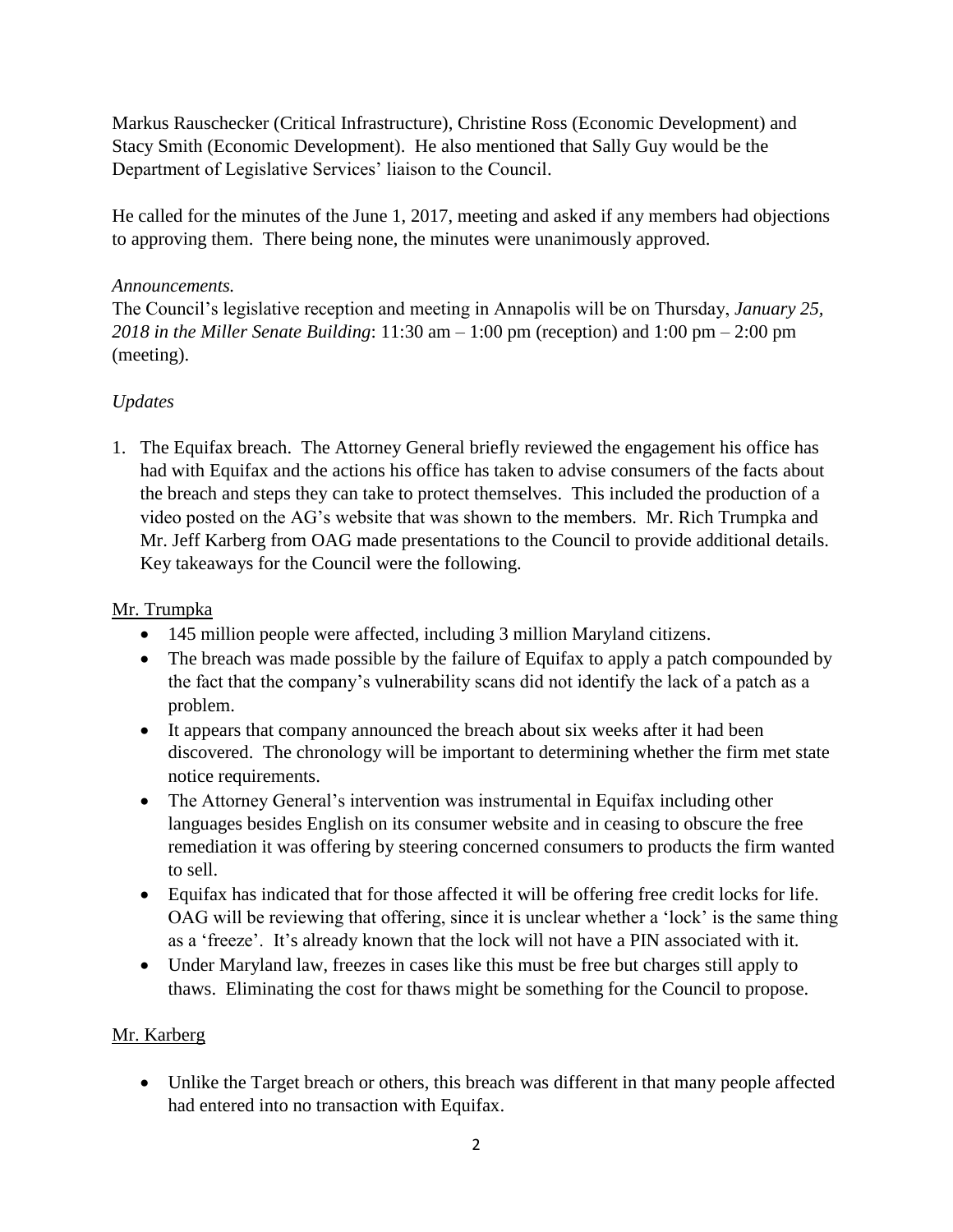Markus Rauschecker (Critical Infrastructure), Christine Ross (Economic Development) and Stacy Smith (Economic Development). He also mentioned that Sally Guy would be the Department of Legislative Services' liaison to the Council.

He called for the minutes of the June 1, 2017, meeting and asked if any members had objections to approving them. There being none, the minutes were unanimously approved.

*Announcements.*

The Council's legislative reception and meeting in Annapolis will be on Thursday, *January 25, 2018 in the Miller Senate Building*: 11:30 am – 1:00 pm (reception) and 1:00 pm – 2:00 pm (meeting).

*Updates*

1. The Equifax breach. The Attorney General briefly reviewed the engagement his office has had with Equifax and the actions his office has taken to advise consumers of the facts about the breach and steps they can take to protect themselves. This included the production of a video posted on the AG's website that was shown to the members. Mr. Rich Trumpka and Mr. Jeff Karberg from OAG made presentations to the Council to provide additional details. Key takeaways for the Council were the following.

<u>Mr. Trumpka</u>

- 145 million people were affected, including 3 million Maryland citizens.
- The breach was made possible by the failure of Equifax to apply a patch compounded by the fact that the company's vulnerability scans did not identify the lack of a patch as a problem.
- It appears that company announced the breach about six weeks after it had been discovered. The chronology will be important to determining whether the firm met state notice requirements.
- The Attorney General's intervention was instrumental in Equifax including other languages besides English on its consumer website and in ceasing to obscure the free remediation it was offering by steering concerned consumers to products the firm wanted to sell.
- Equifax has indicated that for those affected it will be offering free credit locks for life. OAG will be reviewing that offering, since it is unclear whether a 'lock' is the same thing as a 'freeze'. It's already known that the lock will not have a PIN associated with it.
- Under Maryland law, freezes in cases like this must be free but charges still apply to thaws. Eliminating the cost for thaws might be something for the Council to propose.

<u>Mr. Karberg</u>

- Unlike the Target breach or others, this breach was different in that many people affected had entered into no transaction with Equifax.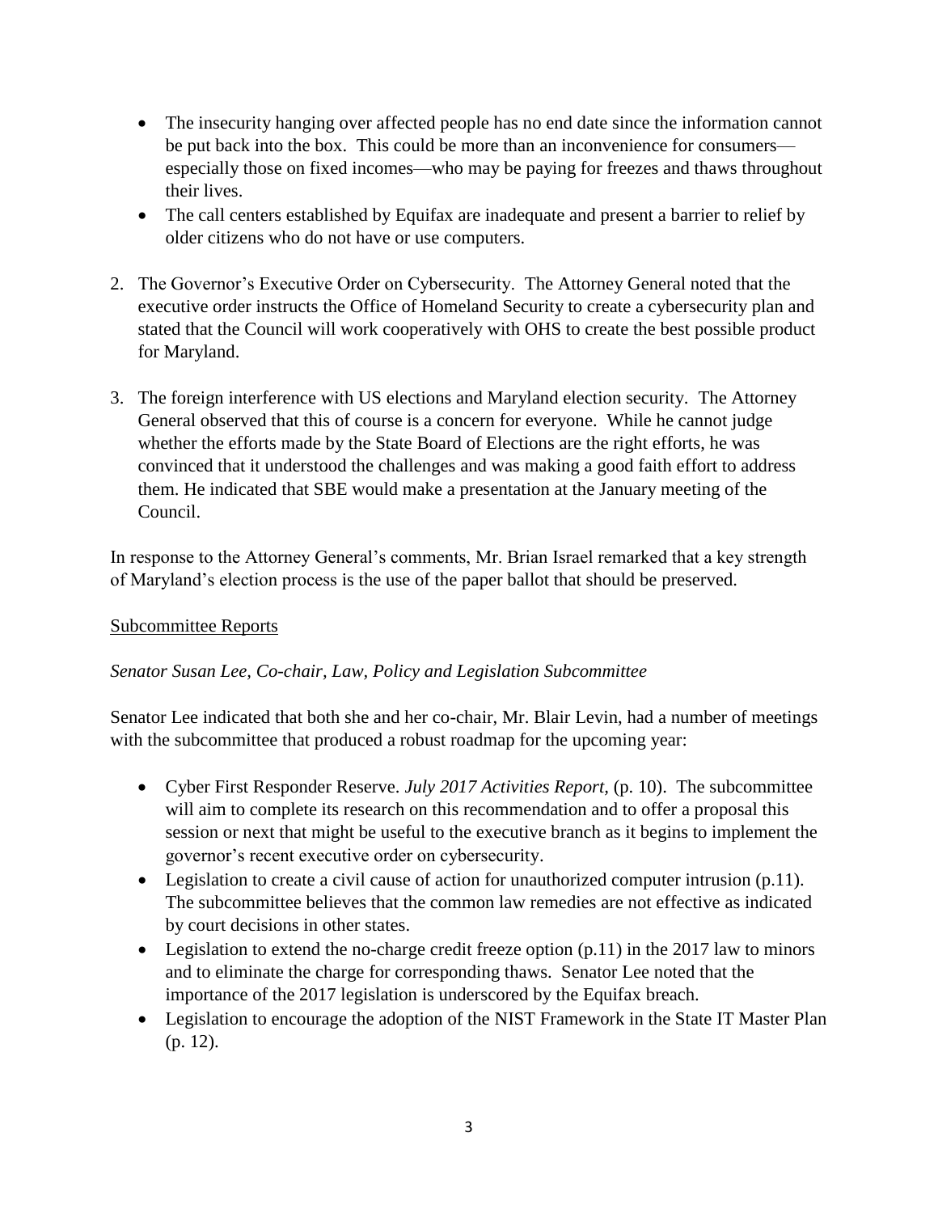- The insecurity hanging over affected people has no end date since the information cannot be put back into the box. This could be more than an inconvenience for consumers—especially those on fixed incomes—who may be paying for freezes and thaws throughout their lives.
- The call centers established by Equifax are inadequate and present a barrier to relief by older citizens who do not have or use computers.

2. The Governor's Executive Order on Cybersecurity. The Attorney General noted that the executive order instructs the Office of Homeland Security to create a cybersecurity plan and stated that the Council will work cooperatively with OHS to create the best possible product for Maryland.

3. The foreign interference with US elections and Maryland election security. The Attorney General observed that this of course is a concern for everyone. While he cannot judge whether the efforts made by the State Board of Elections are the right efforts, he was convinced that it understood the challenges and was making a good faith effort to address them. He indicated that SBE would make a presentation at the January meeting of the Council.

In response to the Attorney General's comments, Mr. Brian Israel remarked that a key strength of Maryland's election process is the use of the paper ballot that should be preserved.

<u>Subcommittee Reports</u>

*Senator Susan Lee, Co-chair, Law, Policy and Legislation Subcommittee*

Senator Lee indicated that both she and her co-chair, Mr. Blair Levin, had a number of meetings with the subcommittee that produced a robust roadmap for the upcoming year:

- Cyber First Responder Reserve. *July 2017 Activities Report,* (p. 10). The subcommittee will aim to complete its research on this recommendation and to offer a proposal this session or next that might be useful to the executive branch as it begins to implement the governor's recent executive order on cybersecurity.
- Legislation to create a civil cause of action for unauthorized computer intrusion (p.11). The subcommittee believes that the common law remedies are not effective as indicated by court decisions in other states.
- Legislation to extend the no-charge credit freeze option (p.11) in the 2017 law to minors and to eliminate the charge for corresponding thaws. Senator Lee noted that the importance of the 2017 legislation is underscored by the Equifax breach.
- Legislation to encourage the adoption of the NIST Framework in the State IT Master Plan (p. 12).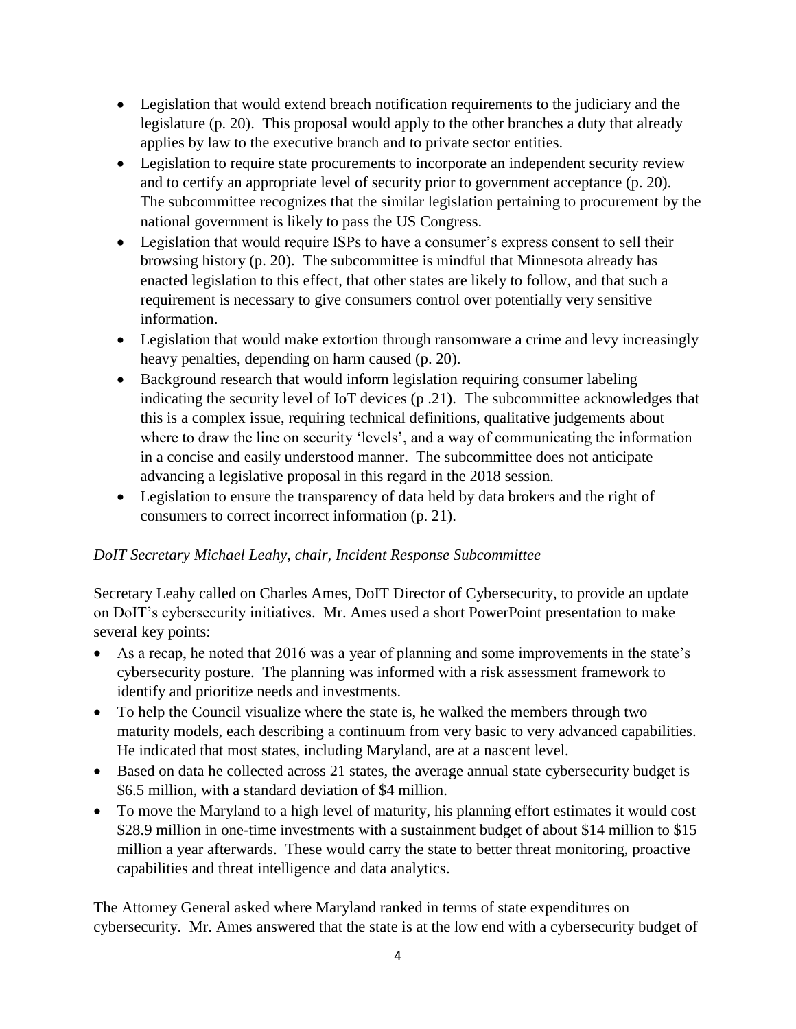- Legislation that would extend breach notification requirements to the judiciary and the legislature (p. 20). This proposal would apply to the other branches a duty that already applies by law to the executive branch and to private sector entities.
- Legislation to require state procurements to incorporate an independent security review and to certify an appropriate level of security prior to government acceptance (p. 20). The subcommittee recognizes that the similar legislation pertaining to procurement by the national government is likely to pass the US Congress.
- Legislation that would require ISPs to have a consumer's express consent to sell their browsing history (p. 20). The subcommittee is mindful that Minnesota already has enacted legislation to this effect, that other states are likely to follow, and that such a requirement is necessary to give consumers control over potentially very sensitive information.
- Legislation that would make extortion through ransomware a crime and levy increasingly heavy penalties, depending on harm caused (p. 20).
- Background research that would inform legislation requiring consumer labeling indicating the security level of IoT devices (p .21). The subcommittee acknowledges that this is a complex issue, requiring technical definitions, qualitative judgements about where to draw the line on security 'levels', and a way of communicating the information in a concise and easily understood manner. The subcommittee does not anticipate advancing a legislative proposal in this regard in the 2018 session.
- Legislation to ensure the transparency of data held by data brokers and the right of consumers to correct incorrect information (p. 21).

*DoIT Secretary Michael Leahy, chair, Incident Response Subcommittee*

Secretary Leahy called on Charles Ames, DoIT Director of Cybersecurity, to provide an update on DoIT's cybersecurity initiatives. Mr. Ames used a short PowerPoint presentation to make several key points:

- As a recap, he noted that 2016 was a year of planning and some improvements in the state's cybersecurity posture. The planning was informed with a risk assessment framework to identify and prioritize needs and investments.
- To help the Council visualize where the state is, he walked the members through two maturity models, each describing a continuum from very basic to very advanced capabilities. He indicated that most states, including Maryland, are at a nascent level.
- Based on data he collected across 21 states, the average annual state cybersecurity budget is $6.5 million, with a standard deviation of $4 million.
- To move the Maryland to a high level of maturity, his planning effort estimates it would cost $28.9 million in one-time investments with a sustainment budget of about $14 million to $15 million a year afterwards. These would carry the state to better threat monitoring, proactive capabilities and threat intelligence and data analytics.

The Attorney General asked where Maryland ranked in terms of state expenditures on cybersecurity. Mr. Ames answered that the state is at the low end with a cybersecurity budget of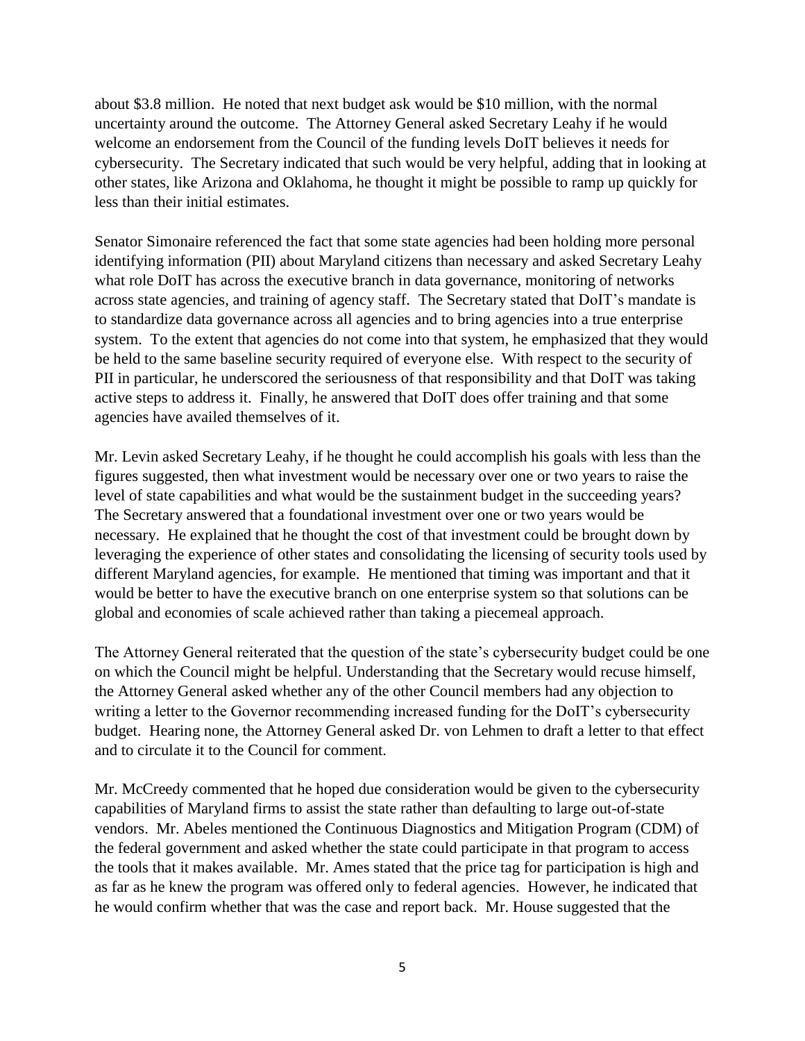about \$3.8 million. He noted that next budget ask would be \$10 million, with the normal uncertainty around the outcome. The Attorney General asked Secretary Leahy if he would welcome an endorsement from the Council of the funding levels DoIT believes it needs for cybersecurity. The Secretary indicated that such would be very helpful, adding that in looking at other states, like Arizona and Oklahoma, he thought it might be possible to ramp up quickly for less than their initial estimates.

Senator Simonaire referenced the fact that some state agencies had been holding more personal identifying information (PII) about Maryland citizens than necessary and asked Secretary Leahy what role DoIT has across the executive branch in data governance, monitoring of networks across state agencies, and training of agency staff. The Secretary stated that DoIT's mandate is to standardize data governance across all agencies and to bring agencies into a true enterprise system. To the extent that agencies do not come into that system, he emphasized that they would be held to the same baseline security required of everyone else. With respect to the security of PII in particular, he underscored the seriousness of that responsibility and that DoIT was taking active steps to address it. Finally, he answered that DoIT does offer training and that some agencies have availed themselves of it.

Mr. Levin asked Secretary Leahy, if he thought he could accomplish his goals with less than the figures suggested, then what investment would be necessary over one or two years to raise the level of state capabilities and what would be the sustainment budget in the succeeding years? The Secretary answered that a foundational investment over one or two years would be necessary. He explained that he thought the cost of that investment could be brought down by leveraging the experience of other states and consolidating the licensing of security tools used by different Maryland agencies, for example. He mentioned that timing was important and that it would be better to have the executive branch on one enterprise system so that solutions can be global and economies of scale achieved rather than taking a piecemeal approach.

The Attorney General reiterated that the question of the state's cybersecurity budget could be one on which the Council might be helpful. Understanding that the Secretary would recuse himself, the Attorney General asked whether any of the other Council members had any objection to writing a letter to the Governor recommending increased funding for the DoIT's cybersecurity budget. Hearing none, the Attorney General asked Dr. von Lehmen to draft a letter to that effect and to circulate it to the Council for comment.

Mr. McCreedy commented that he hoped due consideration would be given to the cybersecurity capabilities of Maryland firms to assist the state rather than defaulting to large out-of-state vendors. Mr. Abeles mentioned the Continuous Diagnostics and Mitigation Program (CDM) of the federal government and asked whether the state could participate in that program to access the tools that it makes available. Mr. Ames stated that the price tag for participation is high and as far as he knew the program was offered only to federal agencies. However, he indicated that he would confirm whether that was the case and report back. Mr. House suggested that the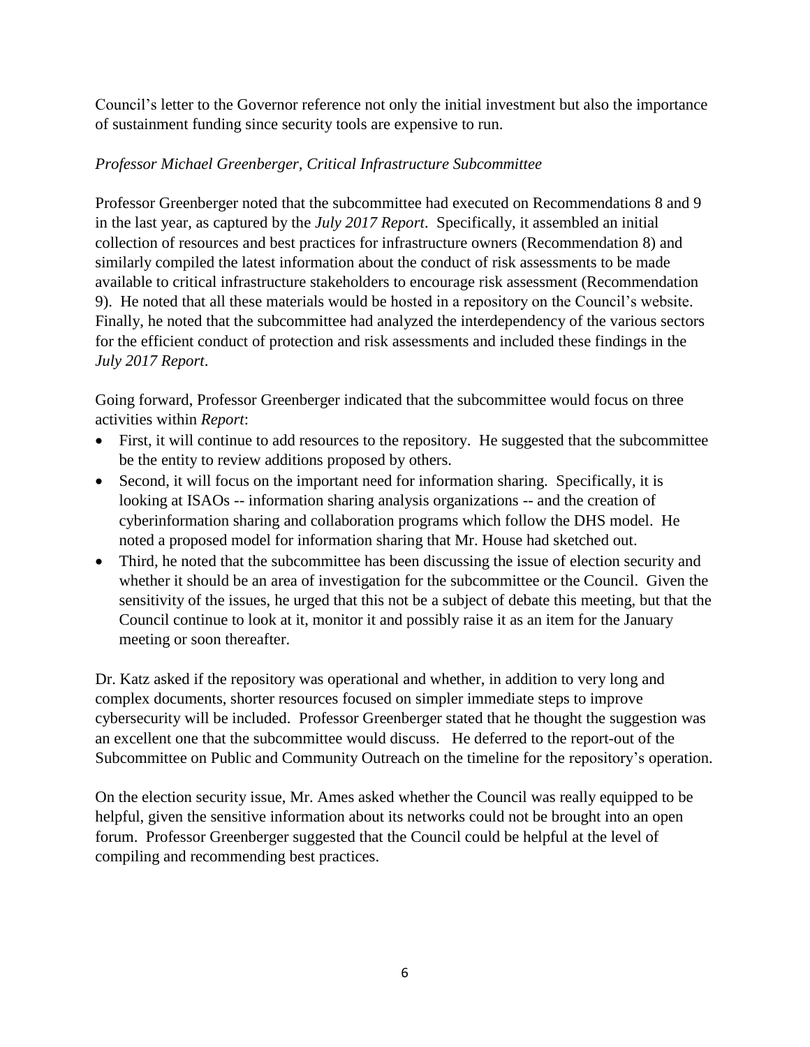Council's letter to the Governor reference not only the initial investment but also the importance of sustainment funding since security tools are expensive to run.

*Professor Michael Greenberger, Critical Infrastructure Subcommittee*

Professor Greenberger noted that the subcommittee had executed on Recommendations 8 and 9 in the last year, as captured by the *July 2017 Report*. Specifically, it assembled an initial collection of resources and best practices for infrastructure owners (Recommendation 8) and similarly compiled the latest information about the conduct of risk assessments to be made available to critical infrastructure stakeholders to encourage risk assessment (Recommendation 9). He noted that all these materials would be hosted in a repository on the Council's website. Finally, he noted that the subcommittee had analyzed the interdependency of the various sectors for the efficient conduct of protection and risk assessments and included these findings in the *July 2017 Report*.

Going forward, Professor Greenberger indicated that the subcommittee would focus on three activities within *Report*:

- First, it will continue to add resources to the repository. He suggested that the subcommittee be the entity to review additions proposed by others.
- Second, it will focus on the important need for information sharing. Specifically, it is looking at ISAOs -- information sharing analysis organizations -- and the creation of cyberinformation sharing and collaboration programs which follow the DHS model. He noted a proposed model for information sharing that Mr. House had sketched out.
- Third, he noted that the subcommittee has been discussing the issue of election security and whether it should be an area of investigation for the subcommittee or the Council. Given the sensitivity of the issues, he urged that this not be a subject of debate this meeting, but that the Council continue to look at it, monitor it and possibly raise it as an item for the January meeting or soon thereafter.

Dr. Katz asked if the repository was operational and whether, in addition to very long and complex documents, shorter resources focused on simpler immediate steps to improve cybersecurity will be included. Professor Greenberger stated that he thought the suggestion was an excellent one that the subcommittee would discuss. He deferred to the report-out of the Subcommittee on Public and Community Outreach on the timeline for the repository's operation.

On the election security issue, Mr. Ames asked whether the Council was really equipped to be helpful, given the sensitive information about its networks could not be brought into an open forum. Professor Greenberger suggested that the Council could be helpful at the level of compiling and recommending best practices.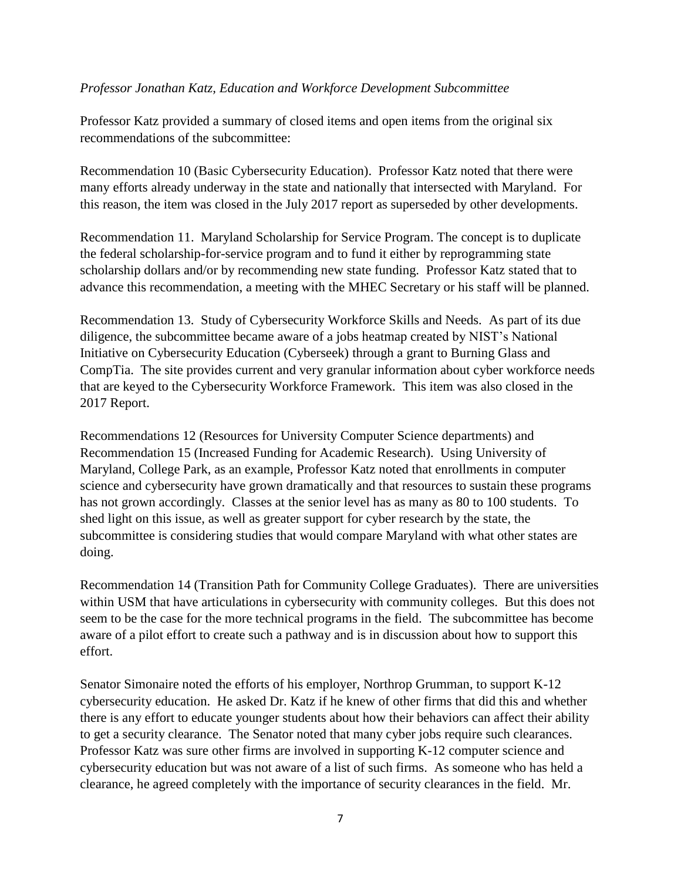*Professor Jonathan Katz, Education and Workforce Development Subcommittee*

Professor Katz provided a summary of closed items and open items from the original six recommendations of the subcommittee:

Recommendation 10 (Basic Cybersecurity Education). Professor Katz noted that there were many efforts already underway in the state and nationally that intersected with Maryland. For this reason, the item was closed in the July 2017 report as superseded by other developments.

Recommendation 11. Maryland Scholarship for Service Program. The concept is to duplicate the federal scholarship-for-service program and to fund it either by reprogramming state scholarship dollars and/or by recommending new state funding. Professor Katz stated that to advance this recommendation, a meeting with the MHEC Secretary or his staff will be planned.

Recommendation 13. Study of Cybersecurity Workforce Skills and Needs. As part of its due diligence, the subcommittee became aware of a jobs heatmap created by NIST's National Initiative on Cybersecurity Education (Cyberseek) through a grant to Burning Glass and CompTia. The site provides current and very granular information about cyber workforce needs that are keyed to the Cybersecurity Workforce Framework. This item was also closed in the 2017 Report.

Recommendations 12 (Resources for University Computer Science departments) and Recommendation 15 (Increased Funding for Academic Research). Using University of Maryland, College Park, as an example, Professor Katz noted that enrollments in computer science and cybersecurity have grown dramatically and that resources to sustain these programs has not grown accordingly. Classes at the senior level has as many as 80 to 100 students. To shed light on this issue, as well as greater support for cyber research by the state, the subcommittee is considering studies that would compare Maryland with what other states are doing.

Recommendation 14 (Transition Path for Community College Graduates). There are universities within USM that have articulations in cybersecurity with community colleges. But this does not seem to be the case for the more technical programs in the field. The subcommittee has become aware of a pilot effort to create such a pathway and is in discussion about how to support this effort.

Senator Simonaire noted the efforts of his employer, Northrop Grumman, to support K-12 cybersecurity education. He asked Dr. Katz if he knew of other firms that did this and whether there is any effort to educate younger students about how their behaviors can affect their ability to get a security clearance. The Senator noted that many cyber jobs require such clearances. Professor Katz was sure other firms are involved in supporting K-12 computer science and cybersecurity education but was not aware of a list of such firms. As someone who has held a clearance, he agreed completely with the importance of security clearances in the field. Mr.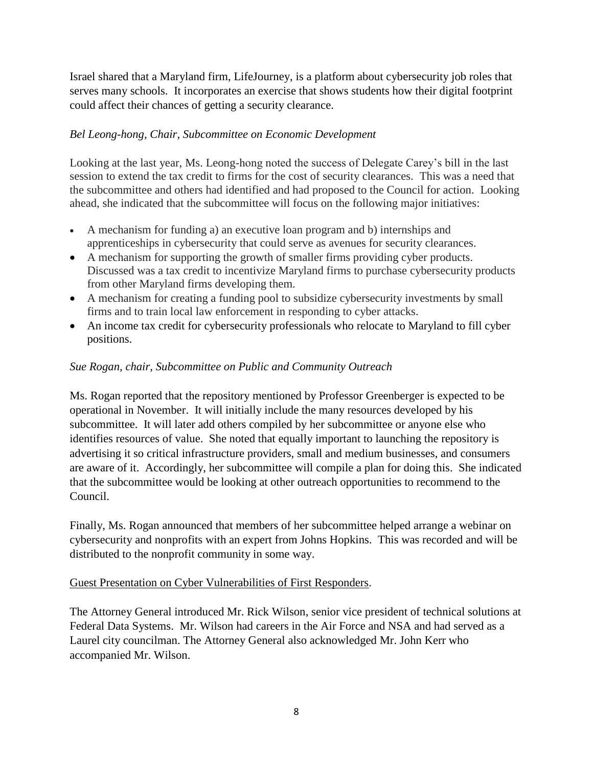Israel shared that a Maryland firm, LifeJourney, is a platform about cybersecurity job roles that serves many schools. It incorporates an exercise that shows students how their digital footprint could affect their chances of getting a security clearance.

*Bel Leong-hong, Chair, Subcommittee on Economic Development*

Looking at the last year, Ms. Leong-hong noted the success of Delegate Carey's bill in the last session to extend the tax credit to firms for the cost of security clearances. This was a need that the subcommittee and others had identified and had proposed to the Council for action. Looking ahead, she indicated that the subcommittee will focus on the following major initiatives:

- A mechanism for funding a) an executive loan program and b) internships and apprenticeships in cybersecurity that could serve as avenues for security clearances.
- A mechanism for supporting the growth of smaller firms providing cyber products. Discussed was a tax credit to incentivize Maryland firms to purchase cybersecurity products from other Maryland firms developing them.
- A mechanism for creating a funding pool to subsidize cybersecurity investments by small firms and to train local law enforcement in responding to cyber attacks.
- An income tax credit for cybersecurity professionals who relocate to Maryland to fill cyber positions.

*Sue Rogan, chair, Subcommittee on Public and Community Outreach*

Ms. Rogan reported that the repository mentioned by Professor Greenberger is expected to be operational in November. It will initially include the many resources developed by his subcommittee. It will later add others compiled by her subcommittee or anyone else who identifies resources of value. She noted that equally important to launching the repository is advertising it so critical infrastructure providers, small and medium businesses, and consumers are aware of it. Accordingly, her subcommittee will compile a plan for doing this. She indicated that the subcommittee would be looking at other outreach opportunities to recommend to the Council.

Finally, Ms. Rogan announced that members of her subcommittee helped arrange a webinar on cybersecurity and nonprofits with an expert from Johns Hopkins. This was recorded and will be distributed to the nonprofit community in some way.

<u>Guest Presentation on Cyber Vulnerabilities of First Responders</u>.

The Attorney General introduced Mr. Rick Wilson, senior vice president of technical solutions at Federal Data Systems. Mr. Wilson had careers in the Air Force and NSA and had served as a Laurel city councilman. The Attorney General also acknowledged Mr. John Kerr who accompanied Mr. Wilson.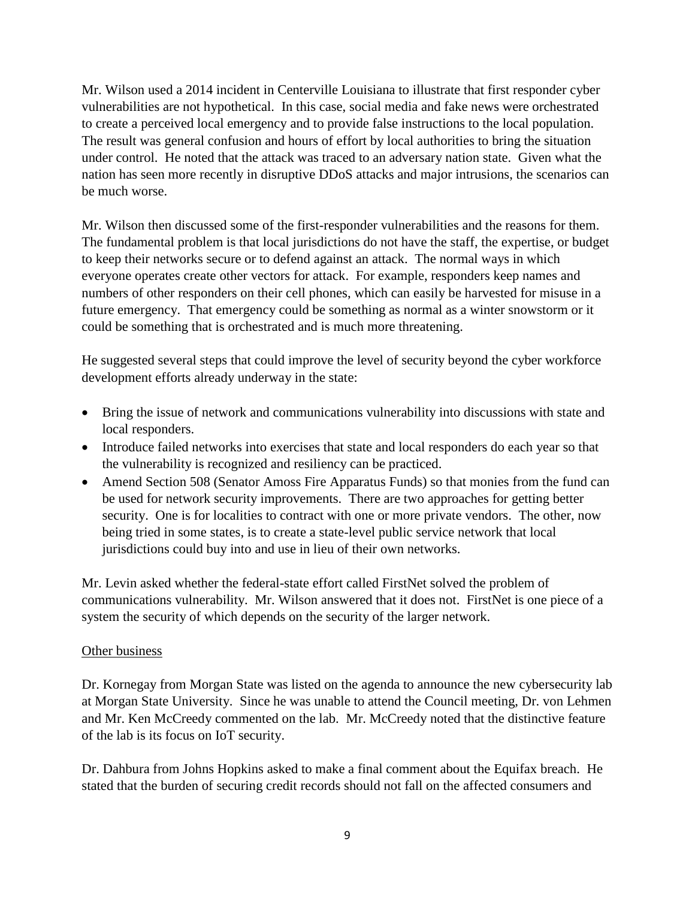Mr. Wilson used a 2014 incident in Centerville Louisiana to illustrate that first responder cyber vulnerabilities are not hypothetical. In this case, social media and fake news were orchestrated to create a perceived local emergency and to provide false instructions to the local population. The result was general confusion and hours of effort by local authorities to bring the situation under control. He noted that the attack was traced to an adversary nation state. Given what the nation has seen more recently in disruptive DDoS attacks and major intrusions, the scenarios can be much worse.

Mr. Wilson then discussed some of the first-responder vulnerabilities and the reasons for them. The fundamental problem is that local jurisdictions do not have the staff, the expertise, or budget to keep their networks secure or to defend against an attack. The normal ways in which everyone operates create other vectors for attack. For example, responders keep names and numbers of other responders on their cell phones, which can easily be harvested for misuse in a future emergency. That emergency could be something as normal as a winter snowstorm or it could be something that is orchestrated and is much more threatening.

He suggested several steps that could improve the level of security beyond the cyber workforce development efforts already underway in the state:

- Bring the issue of network and communications vulnerability into discussions with state and local responders.
- Introduce failed networks into exercises that state and local responders do each year so that the vulnerability is recognized and resiliency can be practiced.
- Amend Section 508 (Senator Amoss Fire Apparatus Funds) so that monies from the fund can be used for network security improvements. There are two approaches for getting better security. One is for localities to contract with one or more private vendors. The other, now being tried in some states, is to create a state-level public service network that local jurisdictions could buy into and use in lieu of their own networks.

Mr. Levin asked whether the federal-state effort called FirstNet solved the problem of communications vulnerability. Mr. Wilson answered that it does not. FirstNet is one piece of a system the security of which depends on the security of the larger network.

<u>Other business</u>

Dr. Kornegay from Morgan State was listed on the agenda to announce the new cybersecurity lab at Morgan State University. Since he was unable to attend the Council meeting, Dr. von Lehmen and Mr. Ken McCreedy commented on the lab. Mr. McCreedy noted that the distinctive feature of the lab is its focus on IoT security.

Dr. Dahbura from Johns Hopkins asked to make a final comment about the Equifax breach. He stated that the burden of securing credit records should not fall on the affected consumers and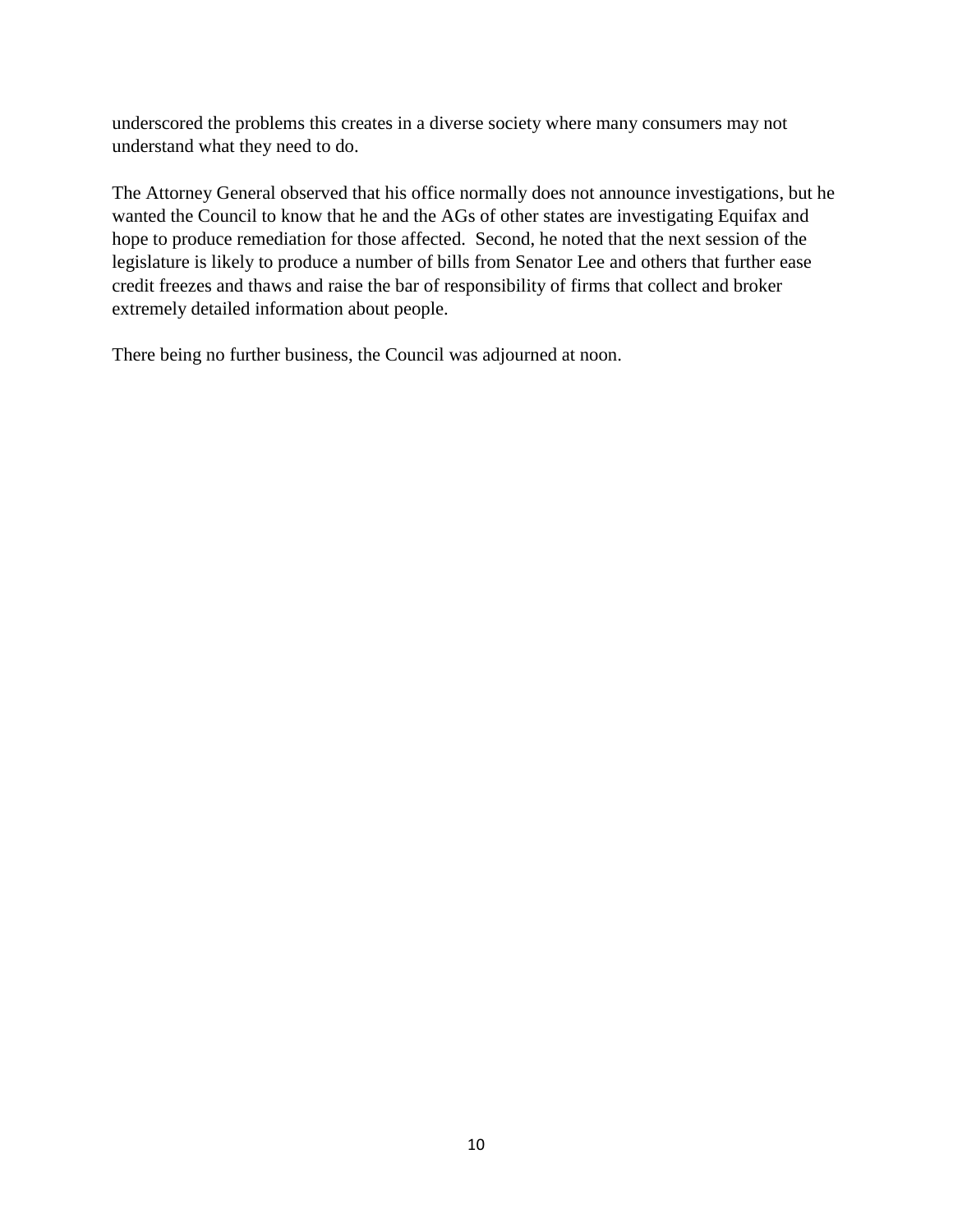underscored the problems this creates in a diverse society where many consumers may not understand what they need to do.

The Attorney General observed that his office normally does not announce investigations, but he wanted the Council to know that he and the AGs of other states are investigating Equifax and hope to produce remediation for those affected. Second, he noted that the next session of the legislature is likely to produce a number of bills from Senator Lee and others that further ease credit freezes and thaws and raise the bar of responsibility of firms that collect and broker extremely detailed information about people.

There being no further business, the Council was adjourned at noon.